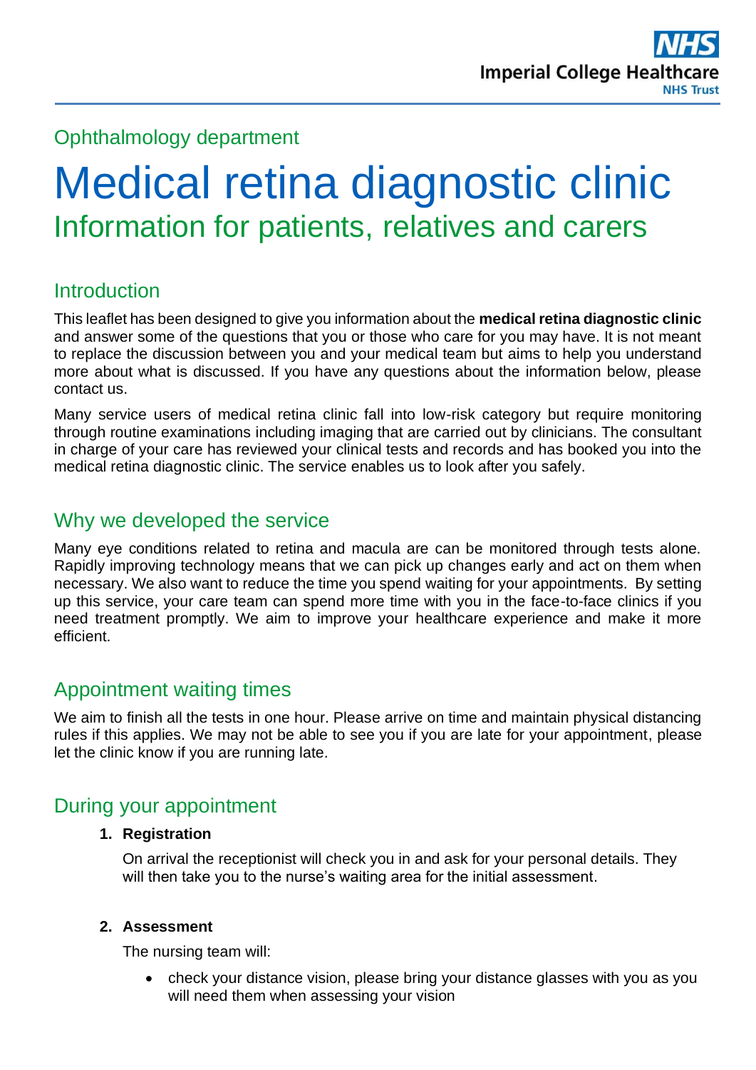Ophthalmology department

# Medical retina diagnostic clinic

## Information for patients, relatives and carers

### Introduction

This leaflet has been designed to give you information about the **medical retina diagnostic clinic** and answer some of the questions that you or those who care for you may have. It is not meant to replace the discussion between you and your medical team but aims to help you understand more about what is discussed. If you have any questions about the information below, please contact us.

Many service users of medical retina clinic fall into low-risk category but require monitoring through routine examinations including imaging that are carried out by clinicians. The consultant in charge of your care has reviewed your clinical tests and records and has booked you into the medical retina diagnostic clinic. The service enables us to look after you safely.

### Why we developed the service

Many eye conditions related to retina and macula are can be monitored through tests alone. Rapidly improving technology means that we can pick up changes early and act on them when necessary. We also want to reduce the time you spend waiting for your appointments. By setting up this service, your care team can spend more time with you in the face-to-face clinics if you need treatment promptly. We aim to improve your healthcare experience and make it more efficient.

### Appointment waiting times

We aim to finish all the tests in one hour. Please arrive on time and maintain physical distancing rules if this applies. We may not be able to see you if you are late for your appointment, please let the clinic know if you are running late.

### During your appointment

1. **Registration**

   On arrival the receptionist will check you in and ask for your personal details. They will then take you to the nurse's waiting area for the initial assessment.

2. **Assessment**

   The nursing team will:

   - check your distance vision, please bring your distance glasses with you as you will need them when assessing your vision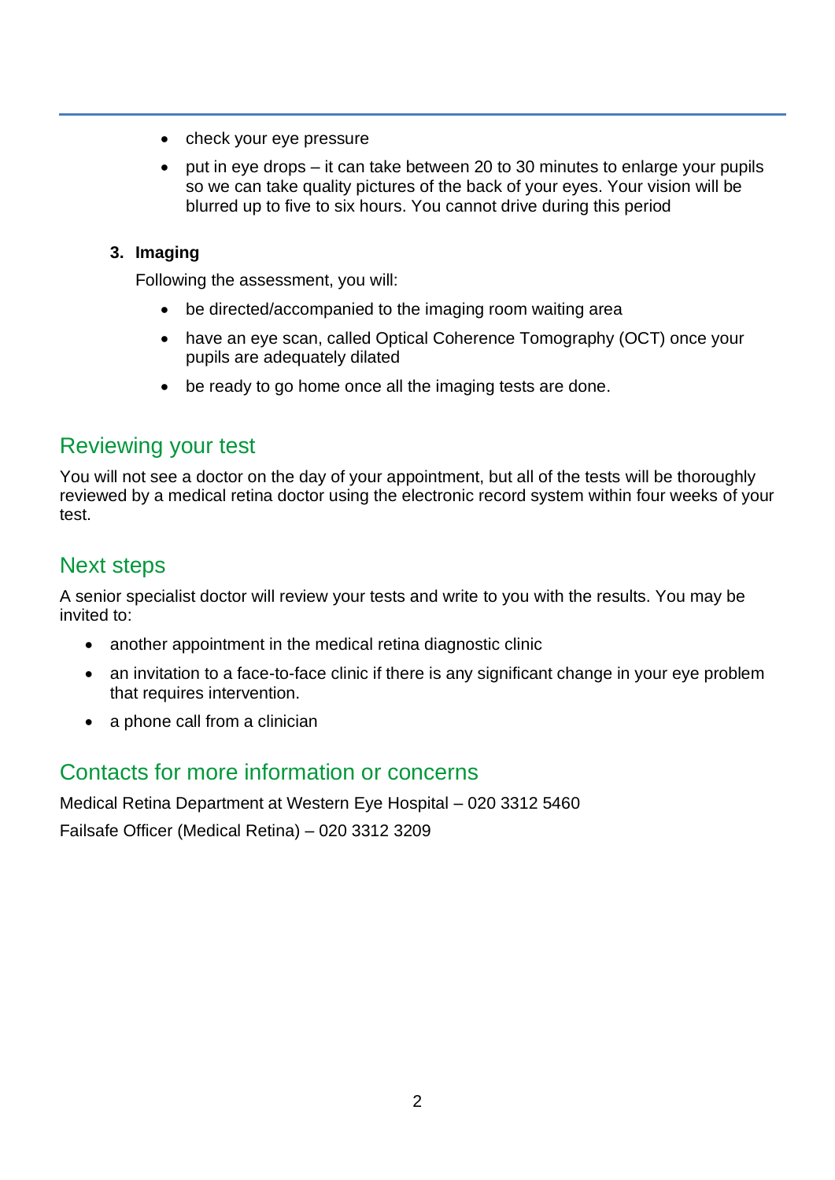- check your eye pressure
- put in eye drops – it can take between 20 to 30 minutes to enlarge your pupils so we can take quality pictures of the back of your eyes. Your vision will be blurred up to five to six hours. You cannot drive during this period

3. **Imaging**

   Following the assessment, you will:

   - be directed/accompanied to the imaging room waiting area
   - have an eye scan, called Optical Coherence Tomography (OCT) once your pupils are adequately dilated
   - be ready to go home once all the imaging tests are done.

## Reviewing your test

You will not see a doctor on the day of your appointment, but all of the tests will be thoroughly reviewed by a medical retina doctor using the electronic record system within four weeks of your test.

## Next steps

A senior specialist doctor will review your tests and write to you with the results. You may be invited to:

- another appointment in the medical retina diagnostic clinic
- an invitation to a face-to-face clinic if there is any significant change in your eye problem that requires intervention.
- a phone call from a clinician

## Contacts for more information or concerns

Medical Retina Department at Western Eye Hospital – 020 3312 5460

Failsafe Officer (Medical Retina) – 020 3312 3209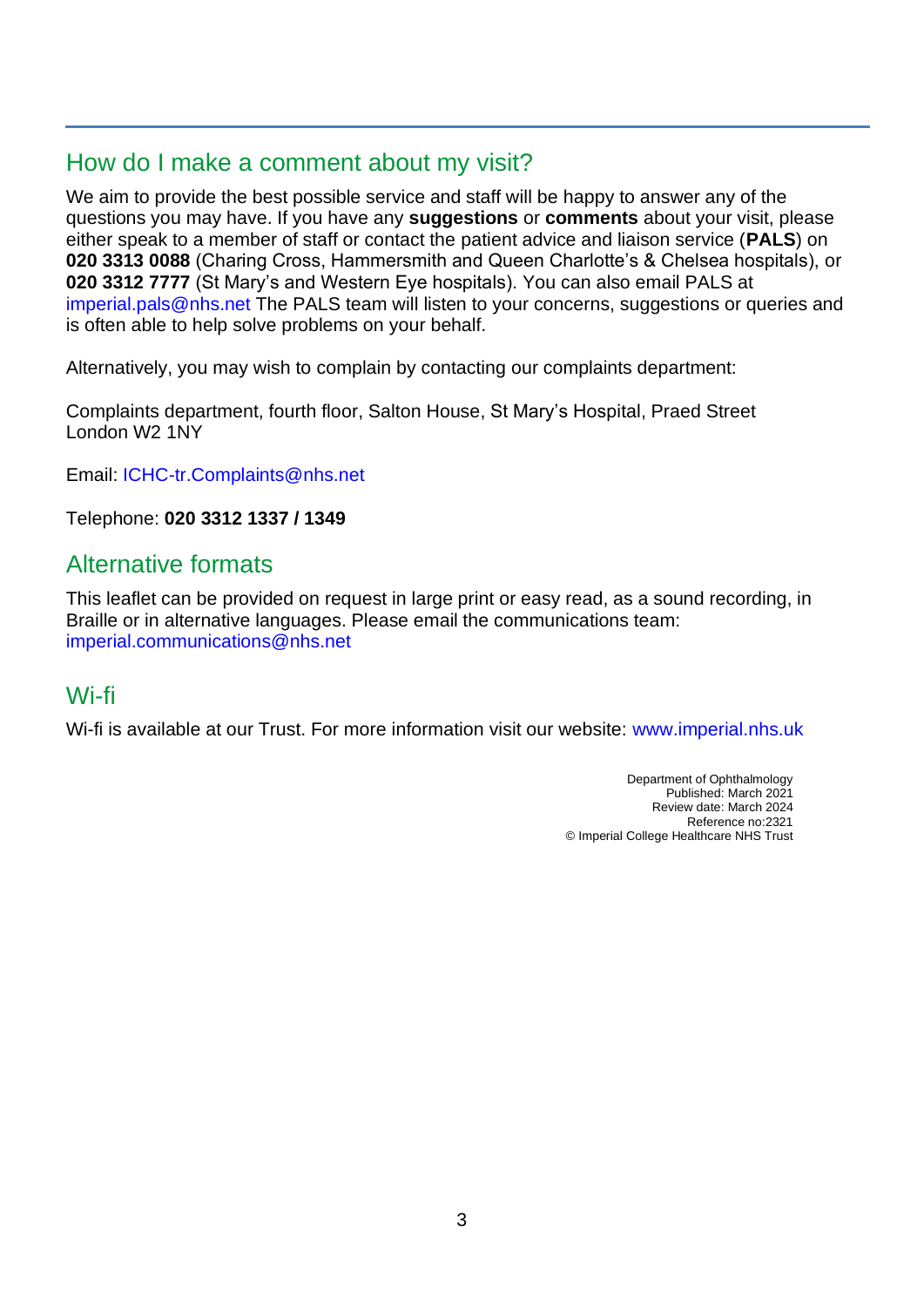## How do I make a comment about my visit?

We aim to provide the best possible service and staff will be happy to answer any of the questions you may have. If you have any **suggestions** or **comments** about your visit, please either speak to a member of staff or contact the patient advice and liaison service (**PALS**) on **020 3313 0088** (Charing Cross, Hammersmith and Queen Charlotte's & Chelsea hospitals), or **020 3312 7777** (St Mary's and Western Eye hospitals). You can also email PALS at imperial.pals@nhs.net The PALS team will listen to your concerns, suggestions or queries and is often able to help solve problems on your behalf.

Alternatively, you may wish to complain by contacting our complaints department:

Complaints department, fourth floor, Salton House, St Mary's Hospital, Praed Street
London W2 1NY

Email: ICHC-tr.Complaints@nhs.net

Telephone: **020 3312 1337 / 1349**

## Alternative formats

This leaflet can be provided on request in large print or easy read, as a sound recording, in Braille or in alternative languages. Please email the communications team: imperial.communications@nhs.net

## Wi-fi

Wi-fi is available at our Trust. For more information visit our website: www.imperial.nhs.uk

Department of Ophthalmology
Published: March 2021
Review date: March 2024
Reference no:2321
© Imperial College Healthcare NHS Trust